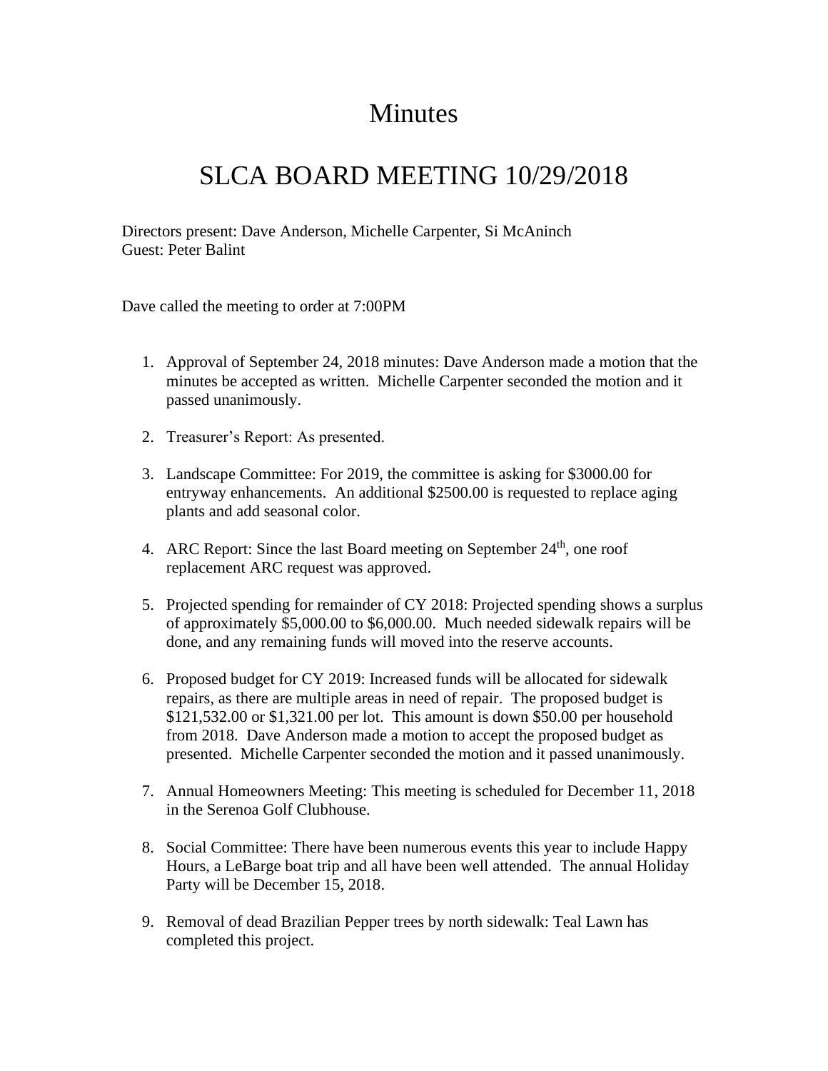# Minutes

# SLCA BOARD MEETING 10/29/2018

Directors present: Dave Anderson, Michelle Carpenter, Si McAninch
Guest: Peter Balint

Dave called the meeting to order at 7:00PM

1. Approval of September 24, 2018 minutes: Dave Anderson made a motion that the minutes be accepted as written. Michelle Carpenter seconded the motion and it passed unanimously.

2. Treasurer's Report: As presented.

3. Landscape Committee: For 2019, the committee is asking for $3000.00 for entryway enhancements. An additional $2500.00 is requested to replace aging plants and add seasonal color.

4. ARC Report: Since the last Board meeting on September 24th, one roof replacement ARC request was approved.

5. Projected spending for remainder of CY 2018: Projected spending shows a surplus of approximately $5,000.00 to $6,000.00. Much needed sidewalk repairs will be done, and any remaining funds will moved into the reserve accounts.

6. Proposed budget for CY 2019: Increased funds will be allocated for sidewalk repairs, as there are multiple areas in need of repair. The proposed budget is $121,532.00 or $1,321.00 per lot. This amount is down $50.00 per household from 2018. Dave Anderson made a motion to accept the proposed budget as presented. Michelle Carpenter seconded the motion and it passed unanimously.

7. Annual Homeowners Meeting: This meeting is scheduled for December 11, 2018 in the Serenoa Golf Clubhouse.

8. Social Committee: There have been numerous events this year to include Happy Hours, a LeBarge boat trip and all have been well attended. The annual Holiday Party will be December 15, 2018.

9. Removal of dead Brazilian Pepper trees by north sidewalk: Teal Lawn has completed this project.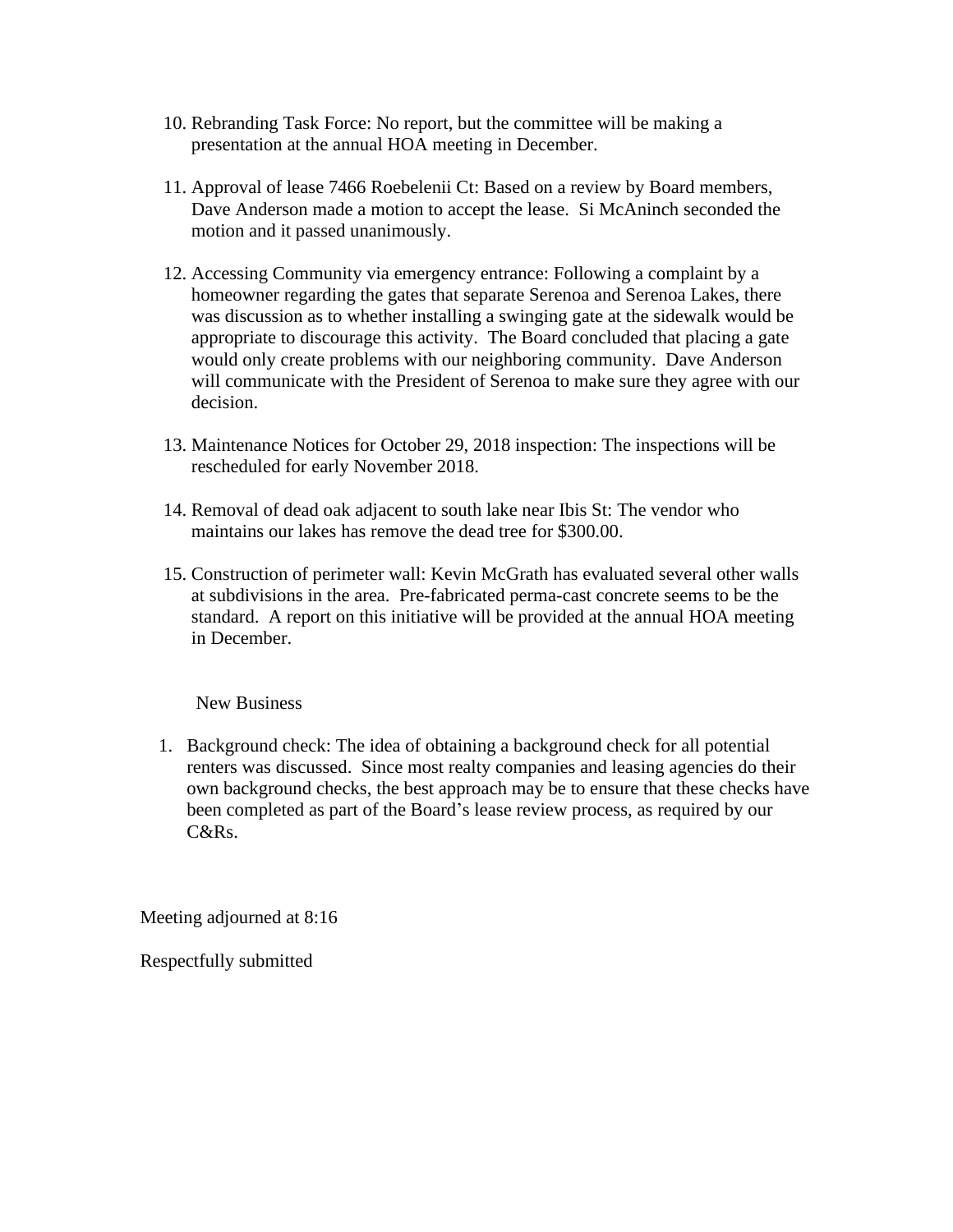10. Rebranding Task Force: No report, but the committee will be making a presentation at the annual HOA meeting in December.

11. Approval of lease 7466 Roebelenii Ct: Based on a review by Board members, Dave Anderson made a motion to accept the lease. Si McAninch seconded the motion and it passed unanimously.

12. Accessing Community via emergency entrance: Following a complaint by a homeowner regarding the gates that separate Serenoa and Serenoa Lakes, there was discussion as to whether installing a swinging gate at the sidewalk would be appropriate to discourage this activity. The Board concluded that placing a gate would only create problems with our neighboring community. Dave Anderson will communicate with the President of Serenoa to make sure they agree with our decision.

13. Maintenance Notices for October 29, 2018 inspection: The inspections will be rescheduled for early November 2018.

14. Removal of dead oak adjacent to south lake near Ibis St: The vendor who maintains our lakes has remove the dead tree for $300.00.

15. Construction of perimeter wall: Kevin McGrath has evaluated several other walls at subdivisions in the area. Pre-fabricated perma-cast concrete seems to be the standard. A report on this initiative will be provided at the annual HOA meeting in December.

New Business

1. Background check: The idea of obtaining a background check for all potential renters was discussed. Since most realty companies and leasing agencies do their own background checks, the best approach may be to ensure that these checks have been completed as part of the Board's lease review process, as required by our C&Rs.

Meeting adjourned at 8:16

Respectfully submitted